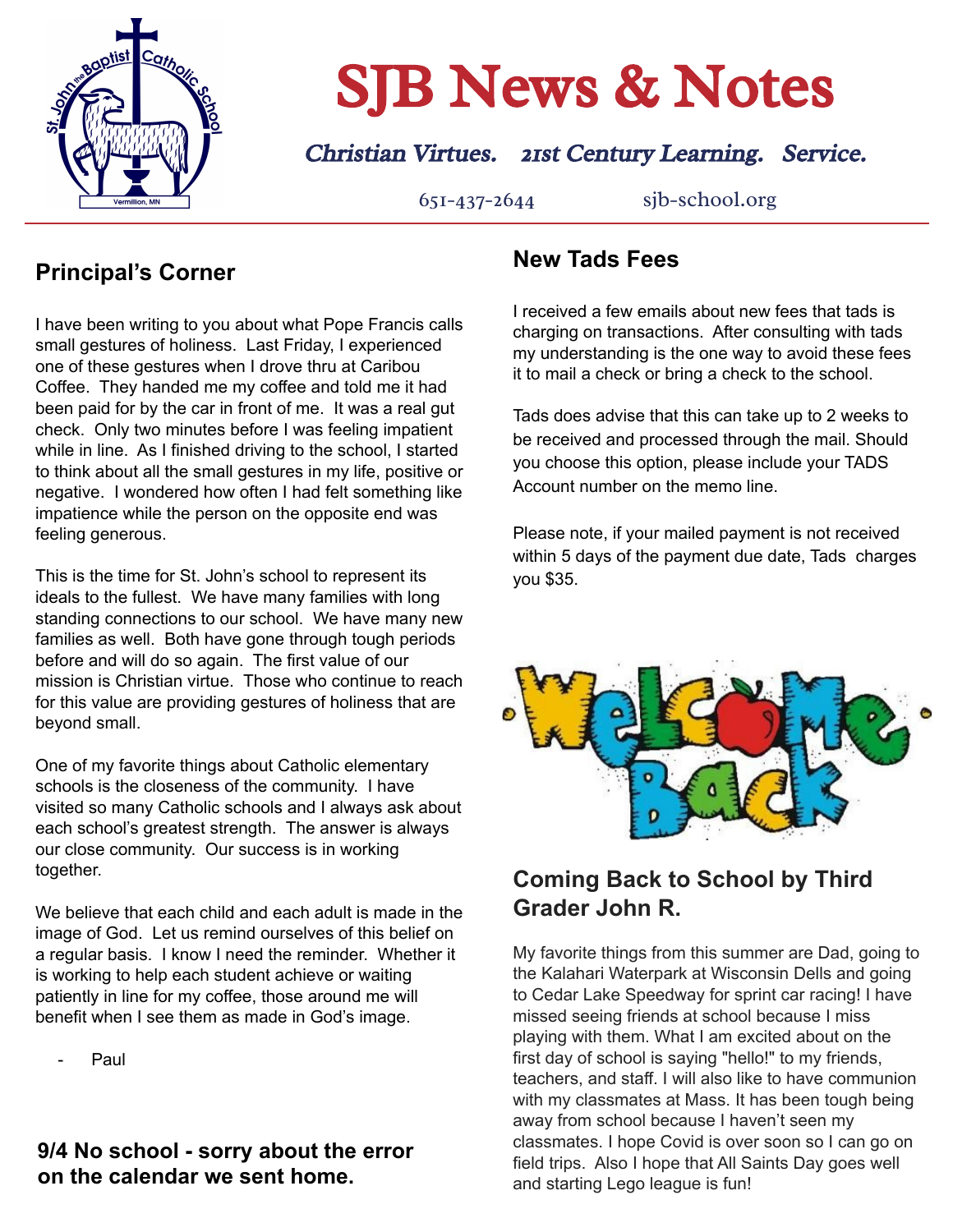# SJB News & Notes

*Christian Virtues. 21st Century Learning. Service.*

651-437-2644 sjb-school.org

## Principal's Corner

I have been writing to you about what Pope Francis calls small gestures of holiness. Last Friday, I experienced one of these gestures when I drove thru at Caribou Coffee. They handed me my coffee and told me it had been paid for by the car in front of me. It was a real gut check. Only two minutes before I was feeling impatient while in line. As I finished driving to the school, I started to think about all the small gestures in my life, positive or negative. I wondered how often I had felt something like impatience while the person on the opposite end was feeling generous.

This is the time for St. John's school to represent its ideals to the fullest. We have many families with long standing connections to our school. We have many new families as well. Both have gone through tough periods before and will do so again. The first value of our mission is Christian virtue. Those who continue to reach for this value are providing gestures of holiness that are beyond small.

One of my favorite things about Catholic elementary schools is the closeness of the community. I have visited so many Catholic schools and I always ask about each school's greatest strength. The answer is always our close community. Our success is in working together.

We believe that each child and each adult is made in the image of God. Let us remind ourselves of this belief on a regular basis. I know I need the reminder. Whether it is working to help each student achieve or waiting patiently in line for my coffee, those around me will benefit when I see them as made in God's image.

- Paul

**9/4 No school - sorry about the error on the calendar we sent home.**

## New Tads Fees

I received a few emails about new fees that tads is charging on transactions. After consulting with tads my understanding is the one way to avoid these fees it to mail a check or bring a check to the school.

Tads does advise that this can take up to 2 weeks to be received and processed through the mail. Should you choose this option, please include your TADS Account number on the memo line.

Please note, if your mailed payment is not received within 5 days of the payment due date, Tads charges you $35.

Welcome Back

## Coming Back to School by Third Grader John R.

My favorite things from this summer are Dad, going to the Kalahari Waterpark at Wisconsin Dells and going to Cedar Lake Speedway for sprint car racing! I have missed seeing friends at school because I miss playing with them. What I am excited about on the first day of school is saying "hello!" to my friends, teachers, and staff. I will also like to have communion with my classmates at Mass. It has been tough being away from school because I haven't seen my classmates. I hope Covid is over soon so I can go on field trips. Also I hope that All Saints Day goes well and starting Lego league is fun!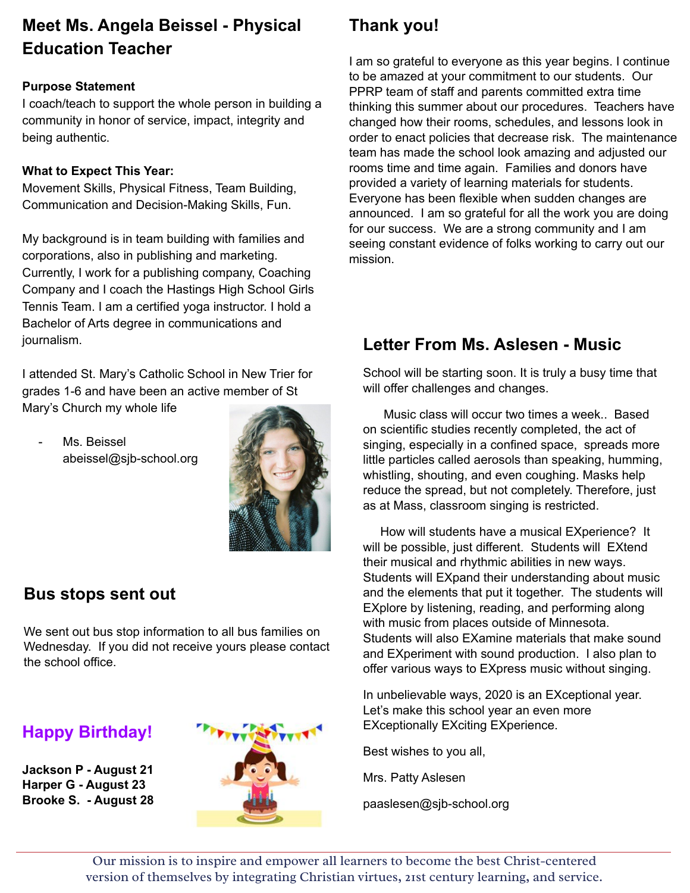## Meet Ms. Angela Beissel - Physical Education Teacher

**Purpose Statement**
I coach/teach to support the whole person in building a community in honor of service, impact, integrity and being authentic.

**What to Expect This Year:**
Movement Skills, Physical Fitness, Team Building, Communication and Decision-Making Skills, Fun.

My background is in team building with families and corporations, also in publishing and marketing. Currently, I work for a publishing company, Coaching Company and I coach the Hastings High School Girls Tennis Team. I am a certified yoga instructor. I hold a Bachelor of Arts degree in communications and journalism.

I attended St. Mary's Catholic School in New Trier for grades 1-6 and have been an active member of St Mary's Church my whole life

- Ms. Beissel
  abeissel@sjb-school.org

## Bus stops sent out

We sent out bus stop information to all bus families on Wednesday. If you did not receive yours please contact the school office.

## Happy Birthday!

**Jackson P - August 21**
**Harper G - August 23**
**Brooke S. - August 28**

## Thank you!

I am so grateful to everyone as this year begins. I continue to be amazed at your commitment to our students. Our PPRP team of staff and parents committed extra time thinking this summer about our procedures. Teachers have changed how their rooms, schedules, and lessons look in order to enact policies that decrease risk. The maintenance team has made the school look amazing and adjusted our rooms time and time again. Families and donors have provided a variety of learning materials for students. Everyone has been flexible when sudden changes are announced. I am so grateful for all the work you are doing for our success. We are a strong community and I am seeing constant evidence of folks working to carry out our mission.

## Letter From Ms. Aslesen - Music

School will be starting soon. It is truly a busy time that will offer challenges and changes.

Music class will occur two times a week.. Based on scientific studies recently completed, the act of singing, especially in a confined space, spreads more little particles called aerosols than speaking, humming, whistling, shouting, and even coughing. Masks help reduce the spread, but not completely. Therefore, just as at Mass, classroom singing is restricted.

How will students have a musical EXperience? It will be possible, just different. Students will EXtend their musical and rhythmic abilities in new ways. Students will EXpand their understanding about music and the elements that put it together. The students will EXplore by listening, reading, and performing along with music from places outside of Minnesota. Students will also EXamine materials that make sound and EXperiment with sound production. I also plan to offer various ways to EXpress music without singing.

In unbelievable ways, 2020 is an EXceptional year. Let's make this school year an even more EXceptionally EXciting EXperience.

Best wishes to you all,

Mrs. Patty Aslesen

paaslesen@sjb-school.org

Our mission is to inspire and empower all learners to become the best Christ-centered version of themselves by integrating Christian virtues, 21st century learning, and service.